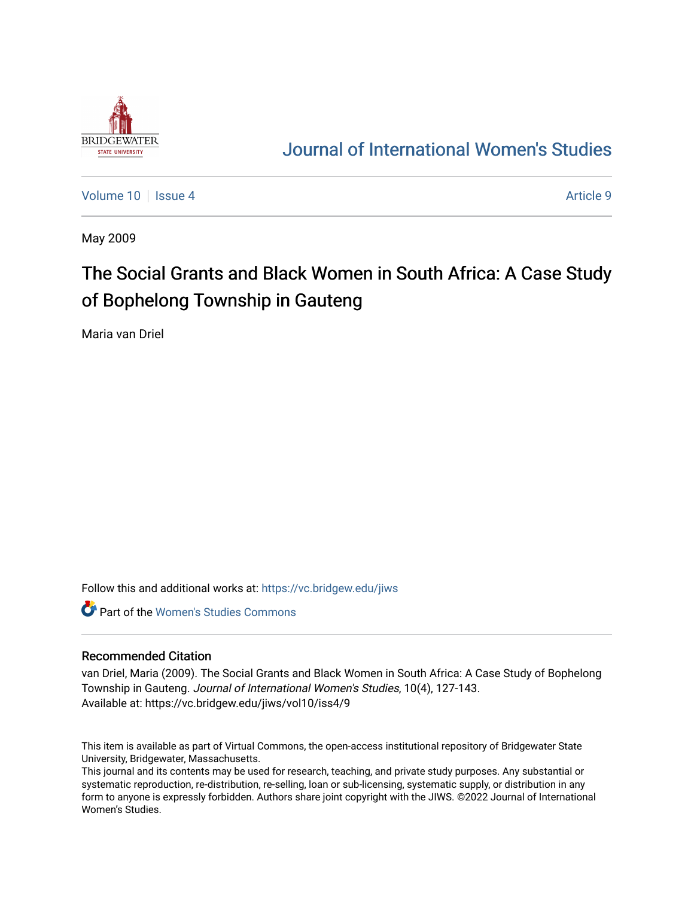# Journal of International Women's Studies

Volume 10 | Issue 4 | Article 9

May 2009

# The Social Grants and Black Women in South Africa: A Case Study of Bophelong Township in Gauteng

Maria van Driel

Follow this and additional works at: https://vc.bridgew.edu/jiws

Part of the Women's Studies Commons

## Recommended Citation

van Driel, Maria (2009). The Social Grants and Black Women in South Africa: A Case Study of Bophelong Township in Gauteng. *Journal of International Women's Studies*, 10(4), 127-143.
Available at: https://vc.bridgew.edu/jiws/vol10/iss4/9

This item is available as part of Virtual Commons, the open-access institutional repository of Bridgewater State University, Bridgewater, Massachusetts.
This journal and its contents may be used for research, teaching, and private study purposes. Any substantial or systematic reproduction, re-distribution, re-selling, loan or sub-licensing, systematic supply, or distribution in any form to anyone is expressly forbidden. Authors share joint copyright with the JIWS. ©2022 Journal of International Women's Studies.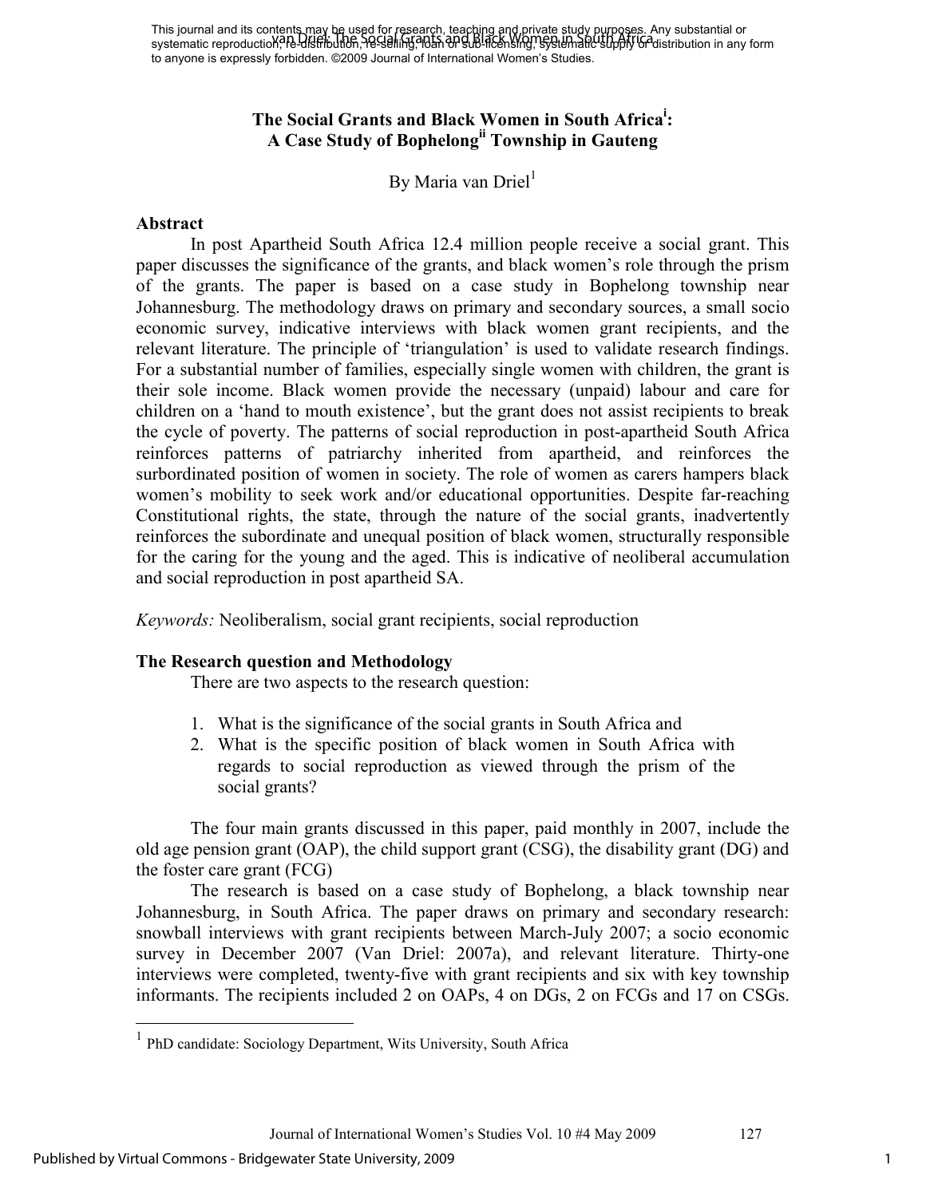# The Social Grants and Black Women in South Africa[i]: A Case Study of Bophelong[ii] Township in Gauteng

By Maria van Driel[1]

## Abstract

In post Apartheid South Africa 12.4 million people receive a social grant. This paper discusses the significance of the grants, and black women's role through the prism of the grants. The paper is based on a case study in Bophelong township near Johannesburg. The methodology draws on primary and secondary sources, a small socio economic survey, indicative interviews with black women grant recipients, and the relevant literature. The principle of 'triangulation' is used to validate research findings. For a substantial number of families, especially single women with children, the grant is their sole income. Black women provide the necessary (unpaid) labour and care for children on a 'hand to mouth existence', but the grant does not assist recipients to break the cycle of poverty. The patterns of social reproduction in post-apartheid South Africa reinforces patterns of patriarchy inherited from apartheid, and reinforces the surbordinated position of women in society. The role of women as carers hampers black women's mobility to seek work and/or educational opportunities. Despite far-reaching Constitutional rights, the state, through the nature of the social grants, inadvertently reinforces the subordinate and unequal position of black women, structurally responsible for the caring for the young and the aged. This is indicative of neoliberal accumulation and social reproduction in post apartheid SA.

*Keywords:* Neoliberalism, social grant recipients, social reproduction

## The Research question and Methodology

There are two aspects to the research question:

1. What is the significance of the social grants in South Africa and
2. What is the specific position of black women in South Africa with regards to social reproduction as viewed through the prism of the social grants?

The four main grants discussed in this paper, paid monthly in 2007, include the old age pension grant (OAP), the child support grant (CSG), the disability grant (DG) and the foster care grant (FCG)

The research is based on a case study of Bophelong, a black township near Johannesburg, in South Africa. The paper draws on primary and secondary research: snowball interviews with grant recipients between March-July 2007; a socio economic survey in December 2007 (Van Driel: 2007a), and relevant literature. Thirty-one interviews were completed, twenty-five with grant recipients and six with key township informants. The recipients included 2 on OAPs, 4 on DGs, 2 on FCGs and 17 on CSGs.

---

[1] PhD candidate: Sociology Department, Wits University, South Africa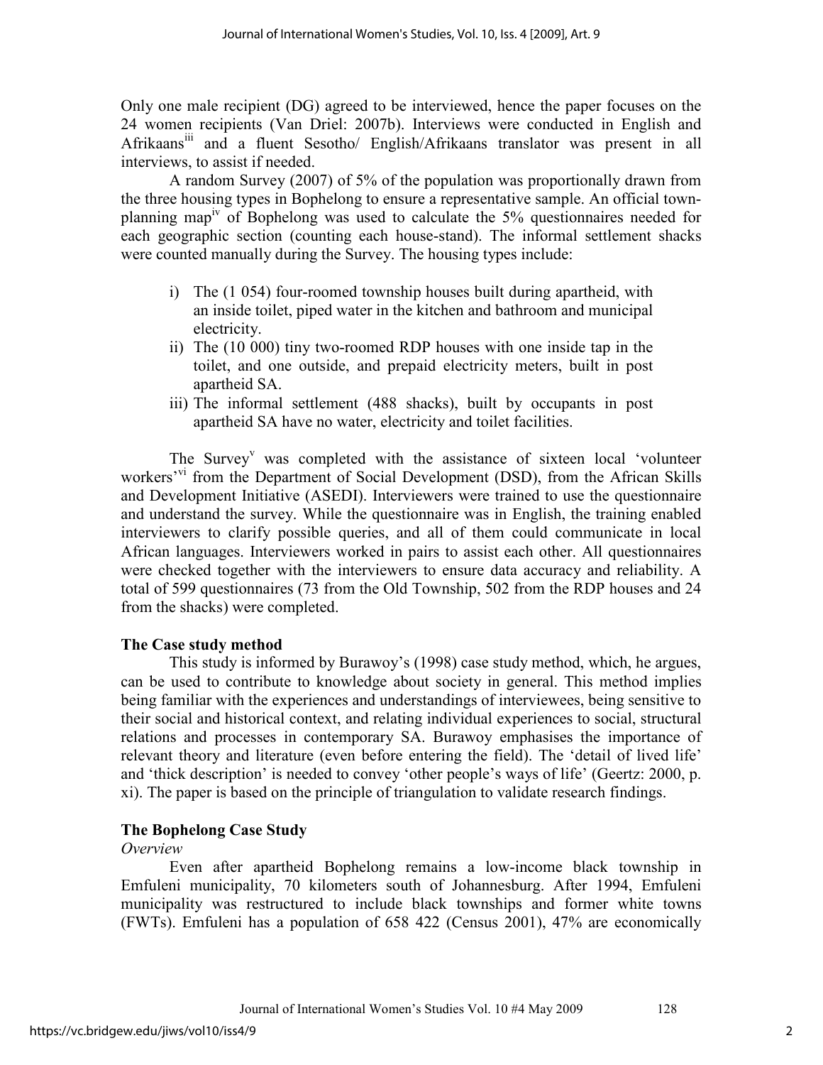Only one male recipient (DG) agreed to be interviewed, hence the paper focuses on the 24 women recipients (Van Driel: 2007b). Interviews were conducted in English and Afrikaans[iii] and a fluent Sesotho/ English/Afrikaans translator was present in all interviews, to assist if needed.

A random Survey (2007) of 5% of the population was proportionally drawn from the three housing types in Bophelong to ensure a representative sample. An official town-planning map[iv] of Bophelong was used to calculate the 5% questionnaires needed for each geographic section (counting each house-stand). The informal settlement shacks were counted manually during the Survey. The housing types include:

i) The (1 054) four-roomed township houses built during apartheid, with an inside toilet, piped water in the kitchen and bathroom and municipal electricity.
ii) The (10 000) tiny two-roomed RDP houses with one inside tap in the toilet, and one outside, and prepaid electricity meters, built in post apartheid SA.
iii) The informal settlement (488 shacks), built by occupants in post apartheid SA have no water, electricity and toilet facilities.

The Survey[v] was completed with the assistance of sixteen local 'volunteer workers'[vi] from the Department of Social Development (DSD), from the African Skills and Development Initiative (ASEDI). Interviewers were trained to use the questionnaire and understand the survey. While the questionnaire was in English, the training enabled interviewers to clarify possible queries, and all of them could communicate in local African languages. Interviewers worked in pairs to assist each other. All questionnaires were checked together with the interviewers to ensure data accuracy and reliability. A total of 599 questionnaires (73 from the Old Township, 502 from the RDP houses and 24 from the shacks) were completed.

## The Case study method

This study is informed by Burawoy's (1998) case study method, which, he argues, can be used to contribute to knowledge about society in general. This method implies being familiar with the experiences and understandings of interviewees, being sensitive to their social and historical context, and relating individual experiences to social, structural relations and processes in contemporary SA. Burawoy emphasises the importance of relevant theory and literature (even before entering the field). The 'detail of lived life' and 'thick description' is needed to convey 'other people's ways of life' (Geertz: 2000, p. xi). The paper is based on the principle of triangulation to validate research findings.

## The Bophelong Case Study

*Overview*

Even after apartheid Bophelong remains a low-income black township in Emfuleni municipality, 70 kilometers south of Johannesburg. After 1994, Emfuleni municipality was restructured to include black townships and former white towns (FWTs). Emfuleni has a population of 658 422 (Census 2001), 47% are economically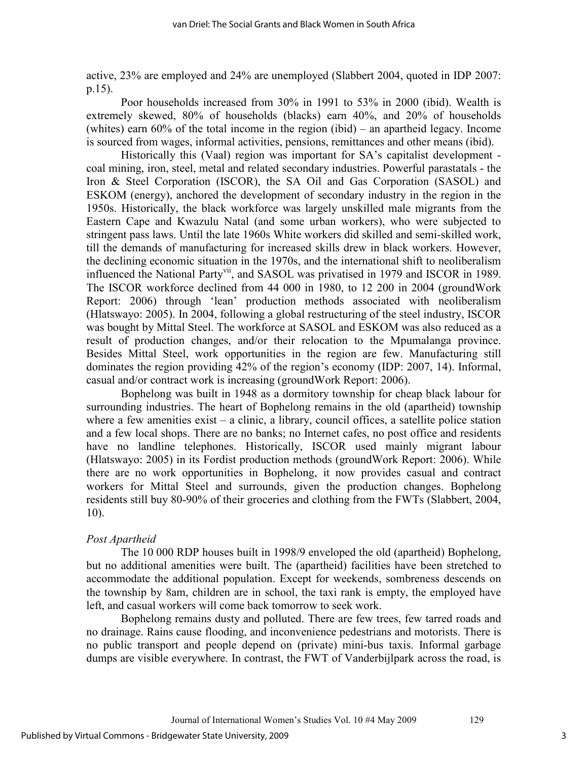active, 23% are employed and 24% are unemployed (Slabbert 2004, quoted in IDP 2007: p.15).

Poor households increased from 30% in 1991 to 53% in 2000 (ibid). Wealth is extremely skewed, 80% of households (blacks) earn 40%, and 20% of households (whites) earn 60% of the total income in the region (ibid) – an apartheid legacy. Income is sourced from wages, informal activities, pensions, remittances and other means (ibid).

Historically this (Vaal) region was important for SA's capitalist development - coal mining, iron, steel, metal and related secondary industries. Powerful parastatals - the Iron & Steel Corporation (ISCOR), the SA Oil and Gas Corporation (SASOL) and ESKOM (energy), anchored the development of secondary industry in the region in the 1950s. Historically, the black workforce was largely unskilled male migrants from the Eastern Cape and Kwazulu Natal (and some urban workers), who were subjected to stringent pass laws. Until the late 1960s White workers did skilled and semi-skilled work, till the demands of manufacturing for increased skills drew in black workers. However, the declining economic situation in the 1970s, and the international shift to neoliberalism influenced the National Party[vii], and SASOL was privatised in 1979 and ISCOR in 1989. The ISCOR workforce declined from 44 000 in 1980, to 12 200 in 2004 (groundWork Report: 2006) through 'lean' production methods associated with neoliberalism (Hlatswayo: 2005). In 2004, following a global restructuring of the steel industry, ISCOR was bought by Mittal Steel. The workforce at SASOL and ESKOM was also reduced as a result of production changes, and/or their relocation to the Mpumalanga province. Besides Mittal Steel, work opportunities in the region are few. Manufacturing still dominates the region providing 42% of the region's economy (IDP: 2007, 14). Informal, casual and/or contract work is increasing (groundWork Report: 2006).

Bophelong was built in 1948 as a dormitory township for cheap black labour for surrounding industries. The heart of Bophelong remains in the old (apartheid) township where a few amenities exist – a clinic, a library, council offices, a satellite police station and a few local shops. There are no banks; no Internet cafes, no post office and residents have no landline telephones. Historically, ISCOR used mainly migrant labour (Hlatswayo: 2005) in its Fordist production methods (groundWork Report: 2006). While there are no work opportunities in Bophelong, it now provides casual and contract workers for Mittal Steel and surrounds, given the production changes. Bophelong residents still buy 80-90% of their groceries and clothing from the FWTs (Slabbert, 2004, 10).

### *Post Apartheid*

The 10 000 RDP houses built in 1998/9 enveloped the old (apartheid) Bophelong, but no additional amenities were built. The (apartheid) facilities have been stretched to accommodate the additional population. Except for weekends, sombreness descends on the township by 8am, children are in school, the taxi rank is empty, the employed have left, and casual workers will come back tomorrow to seek work.

Bophelong remains dusty and polluted. There are few trees, few tarred roads and no drainage. Rains cause flooding, and inconvenience pedestrians and motorists. There is no public transport and people depend on (private) mini-bus taxis. Informal garbage dumps are visible everywhere. In contrast, the FWT of Vanderbijlpark across the road, is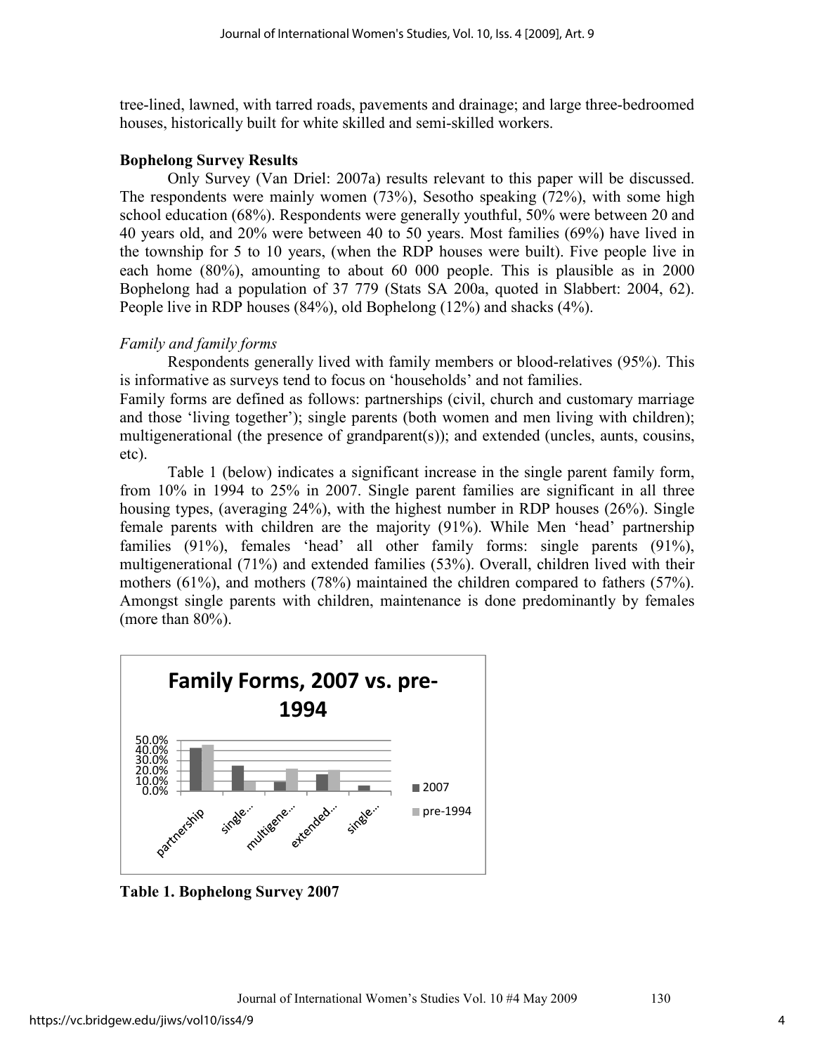tree-lined, lawned, with tarred roads, pavements and drainage; and large three-bedroomed houses, historically built for white skilled and semi-skilled workers.

**Bophelong Survey Results**

Only Survey (Van Driel: 2007a) results relevant to this paper will be discussed. The respondents were mainly women (73%), Sesotho speaking (72%), with some high school education (68%). Respondents were generally youthful, 50% were between 20 and 40 years old, and 20% were between 40 to 50 years. Most families (69%) have lived in the township for 5 to 10 years, (when the RDP houses were built). Five people live in each home (80%), amounting to about 60 000 people. This is plausible as in 2000 Bophelong had a population of 37 779 (Stats SA 200a, quoted in Slabbert: 2004, 62). People live in RDP houses (84%), old Bophelong (12%) and shacks (4%).

*Family and family forms*

Respondents generally lived with family members or blood-relatives (95%). This is informative as surveys tend to focus on 'households' and not families.

Family forms are defined as follows: partnerships (civil, church and customary marriage and those 'living together'); single parents (both women and men living with children); multigenerational (the presence of grandparent(s)); and extended (uncles, aunts, cousins, etc).

Table 1 (below) indicates a significant increase in the single parent family form, from 10% in 1994 to 25% in 2007. Single parent families are significant in all three housing types, (averaging 24%), with the highest number in RDP houses (26%). Single female parents with children are the majority (91%). While Men 'head' partnership families (91%), females 'head' all other family forms: single parents (91%), multigenerational (71%) and extended families (53%). Overall, children lived with their mothers (61%), and mothers (78%) maintained the children compared to fathers (57%). Amongst single parents with children, maintenance is done predominantly by females (more than 80%).

**Table 1. Bophelong Survey 2007**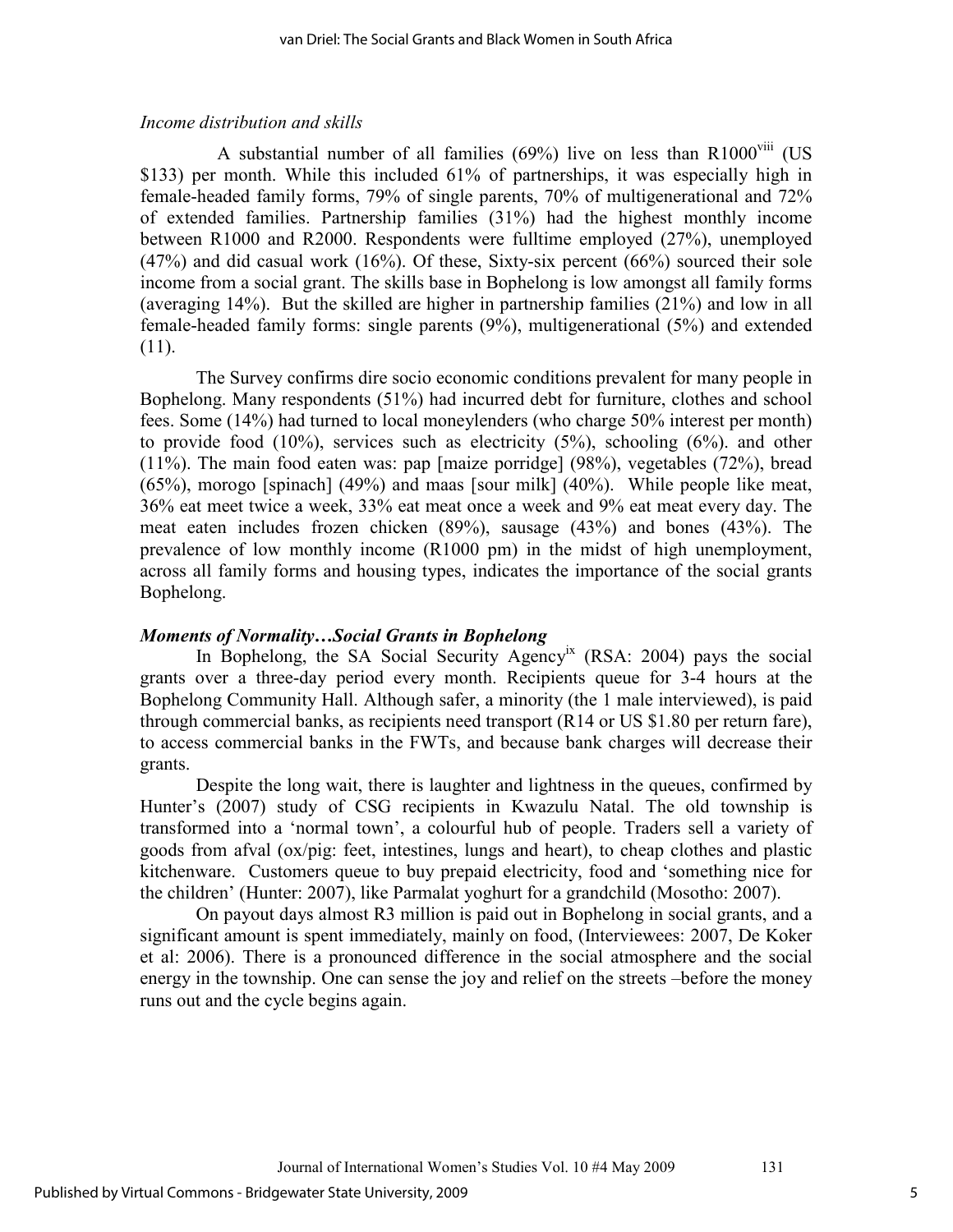*Income distribution and skills*

A substantial number of all families (69%) live on less than R1000[viii] (US $133) per month. While this included 61% of partnerships, it was especially high in female-headed family forms, 79% of single parents, 70% of multigenerational and 72% of extended families. Partnership families (31%) had the highest monthly income between R1000 and R2000. Respondents were fulltime employed (27%), unemployed (47%) and did casual work (16%). Of these, Sixty-six percent (66%) sourced their sole income from a social grant. The skills base in Bophelong is low amongst all family forms (averaging 14%). But the skilled are higher in partnership families (21%) and low in all female-headed family forms: single parents (9%), multigenerational (5%) and extended (11).

The Survey confirms dire socio economic conditions prevalent for many people in Bophelong. Many respondents (51%) had incurred debt for furniture, clothes and school fees. Some (14%) had turned to local moneylenders (who charge 50% interest per month) to provide food (10%), services such as electricity (5%), schooling (6%). and other (11%). The main food eaten was: pap [maize porridge] (98%), vegetables (72%), bread (65%), morogo [spinach] (49%) and maas [sour milk] (40%). While people like meat, 36% eat meet twice a week, 33% eat meat once a week and 9% eat meat every day. The meat eaten includes frozen chicken (89%), sausage (43%) and bones (43%). The prevalence of low monthly income (R1000 pm) in the midst of high unemployment, across all family forms and housing types, indicates the importance of the social grants Bophelong.

***Moments of Normality…Social Grants in Bophelong***

In Bophelong, the SA Social Security Agency[ix] (RSA: 2004) pays the social grants over a three-day period every month. Recipients queue for 3-4 hours at the Bophelong Community Hall. Although safer, a minority (the 1 male interviewed), is paid through commercial banks, as recipients need transport (R14 or US $1.80 per return fare), to access commercial banks in the FWTs, and because bank charges will decrease their grants.

Despite the long wait, there is laughter and lightness in the queues, confirmed by Hunter's (2007) study of CSG recipients in Kwazulu Natal. The old township is transformed into a 'normal town', a colourful hub of people. Traders sell a variety of goods from afval (ox/pig: feet, intestines, lungs and heart), to cheap clothes and plastic kitchenware. Customers queue to buy prepaid electricity, food and 'something nice for the children' (Hunter: 2007), like Parmalat yoghurt for a grandchild (Mosotho: 2007).

On payout days almost R3 million is paid out in Bophelong in social grants, and a significant amount is spent immediately, mainly on food, (Interviewees: 2007, De Koker et al: 2006). There is a pronounced difference in the social atmosphere and the social energy in the township. One can sense the joy and relief on the streets –before the money runs out and the cycle begins again.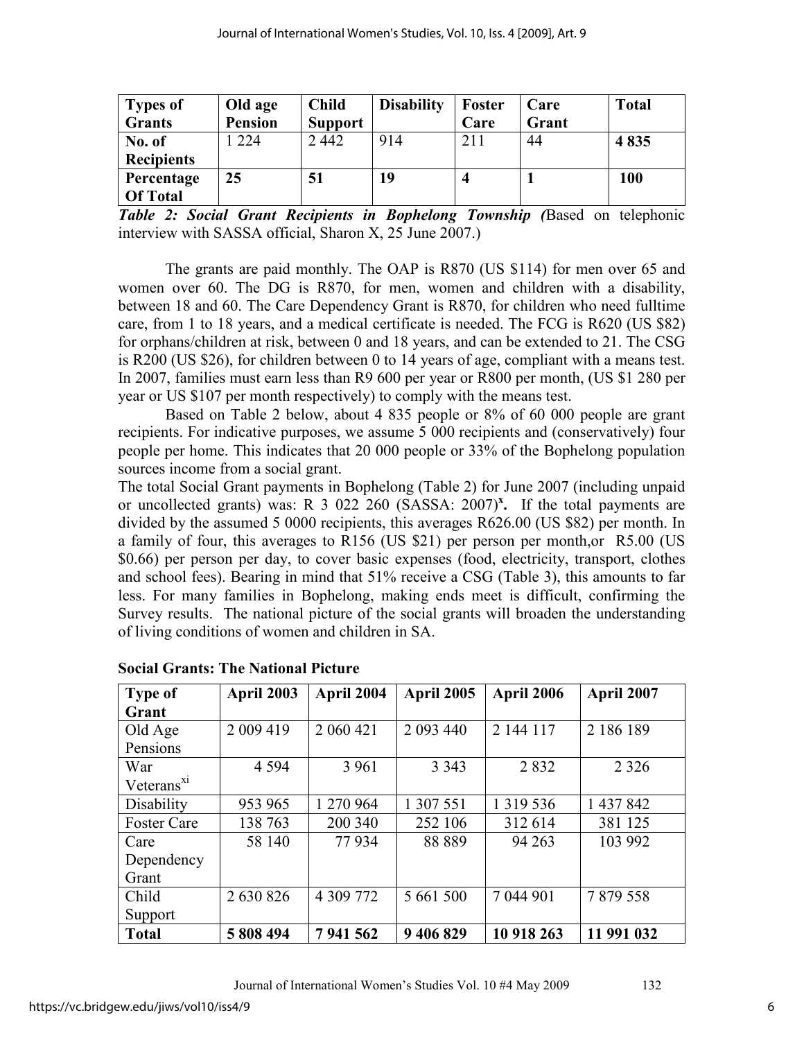| Types of Grants | Old age Pension | Child Support | Disability | Foster Care | Care Grant | Total |
|---|---|---|---|---|---|---|
| No. of Recipients | 1 224 | 2 442 | 914 | 211 | 44 | **4 835** |
| Percentage Of Total | **25** | **51** | **19** | **4** | **1** | **100** |

***Table 2: Social Grant Recipients in Bophelong Township (***Based on telephonic interview with SASSA official, Sharon X, 25 June 2007.)

The grants are paid monthly. The OAP is R870 (US $114) for men over 65 and women over 60. The DG is R870, for men, women and children with a disability, between 18 and 60. The Care Dependency Grant is R870, for children who need fulltime care, from 1 to 18 years, and a medical certificate is needed. The FCG is R620 (US $82) for orphans/children at risk, between 0 and 18 years, and can be extended to 21. The CSG is R200 (US $26), for children between 0 to 14 years of age, compliant with a means test. In 2007, families must earn less than R9 600 per year or R800 per month, (US $1 280 per year or US $107 per month respectively) to comply with the means test.

Based on Table 2 below, about 4 835 people or 8% of 60 000 people are grant recipients. For indicative purposes, we assume 5 000 recipients and (conservatively) four people per home. This indicates that 20 000 people or 33% of the Bophelong population sources income from a social grant.

The total Social Grant payments in Bophelong (Table 2) for June 2007 (including unpaid or uncollected grants) was: R 3 022 260 (SASSA: 2007)[x]**.** If the total payments are divided by the assumed 5 0000 recipients, this averages R626.00 (US $82) per month. In a family of four, this averages to R156 (US $21) per person per month,or R5.00 (US $0.66) per person per day, to cover basic expenses (food, electricity, transport, clothes and school fees). Bearing in mind that 51% receive a CSG (Table 3), this amounts to far less. For many families in Bophelong, making ends meet is difficult, confirming the Survey results. The national picture of the social grants will broaden the understanding of living conditions of women and children in SA.

**Social Grants: The National Picture**

| Type of Grant | April 2003 | April 2004 | April 2005 | April 2006 | April 2007 |
|---|---|---|---|---|---|
| Old Age Pensions | 2 009 419 | 2 060 421 | 2 093 440 | 2 144 117 | 2 186 189 |
| War Veterans[xi] | 4 594 | 3 961 | 3 343 | 2 832 | 2 326 |
| Disability | 953 965 | 1 270 964 | 1 307 551 | 1 319 536 | 1 437 842 |
| Foster Care | 138 763 | 200 340 | 252 106 | 312 614 | 381 125 |
| Care Dependency Grant | 58 140 | 77 934 | 88 889 | 94 263 | 103 992 |
| Child Support | 2 630 826 | 4 309 772 | 5 661 500 | 7 044 901 | 7 879 558 |
| **Total** | **5 808 494** | **7 941 562** | **9 406 829** | **10 918 263** | **11 991 032** |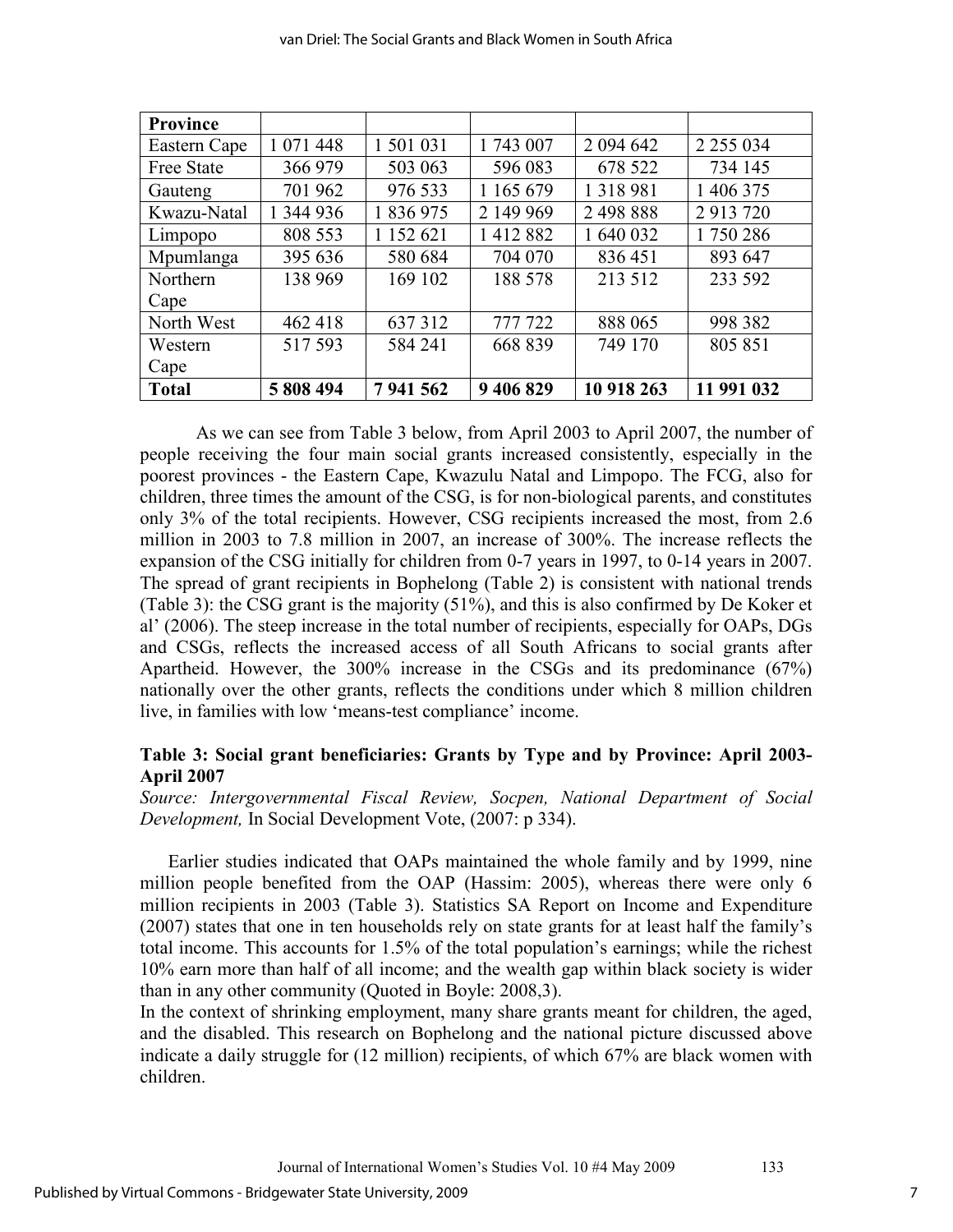| Province | | | | | |
|---|---|---|---|---|---|
| Eastern Cape | 1 071 448 | 1 501 031 | 1 743 007 | 2 094 642 | 2 255 034 |
| Free State | 366 979 | 503 063 | 596 083 | 678 522 | 734 145 |
| Gauteng | 701 962 | 976 533 | 1 165 679 | 1 318 981 | 1 406 375 |
| Kwazu-Natal | 1 344 936 | 1 836 975 | 2 149 969 | 2 498 888 | 2 913 720 |
| Limpopo | 808 553 | 1 152 621 | 1 412 882 | 1 640 032 | 1 750 286 |
| Mpumlanga | 395 636 | 580 684 | 704 070 | 836 451 | 893 647 |
| Northern Cape | 138 969 | 169 102 | 188 578 | 213 512 | 233 592 |
| North West | 462 418 | 637 312 | 777 722 | 888 065 | 998 382 |
| Western Cape | 517 593 | 584 241 | 668 839 | 749 170 | 805 851 |
| **Total** | **5 808 494** | **7 941 562** | **9 406 829** | **10 918 263** | **11 991 032** |

As we can see from Table 3 below, from April 2003 to April 2007, the number of people receiving the four main social grants increased consistently, especially in the poorest provinces - the Eastern Cape, Kwazulu Natal and Limpopo. The FCG, also for children, three times the amount of the CSG, is for non-biological parents, and constitutes only 3% of the total recipients. However, CSG recipients increased the most, from 2.6 million in 2003 to 7.8 million in 2007, an increase of 300%. The increase reflects the expansion of the CSG initially for children from 0-7 years in 1997, to 0-14 years in 2007. The spread of grant recipients in Bophelong (Table 2) is consistent with national trends (Table 3): the CSG grant is the majority (51%), and this is also confirmed by De Koker et al' (2006). The steep increase in the total number of recipients, especially for OAPs, DGs and CSGs, reflects the increased access of all South Africans to social grants after Apartheid. However, the 300% increase in the CSGs and its predominance (67%) nationally over the other grants, reflects the conditions under which 8 million children live, in families with low 'means-test compliance' income.

**Table 3: Social grant beneficiaries: Grants by Type and by Province: April 2003-April 2007**

*Source: Intergovernmental Fiscal Review, Socpen, National Department of Social Development,* In Social Development Vote, (2007: p 334).

Earlier studies indicated that OAPs maintained the whole family and by 1999, nine million people benefited from the OAP (Hassim: 2005), whereas there were only 6 million recipients in 2003 (Table 3). Statistics SA Report on Income and Expenditure (2007) states that one in ten households rely on state grants for at least half the family's total income. This accounts for 1.5% of the total population's earnings; while the richest 10% earn more than half of all income; and the wealth gap within black society is wider than in any other community (Quoted in Boyle: 2008,3).

In the context of shrinking employment, many share grants meant for children, the aged, and the disabled. This research on Bophelong and the national picture discussed above indicate a daily struggle for (12 million) recipients, of which 67% are black women with children.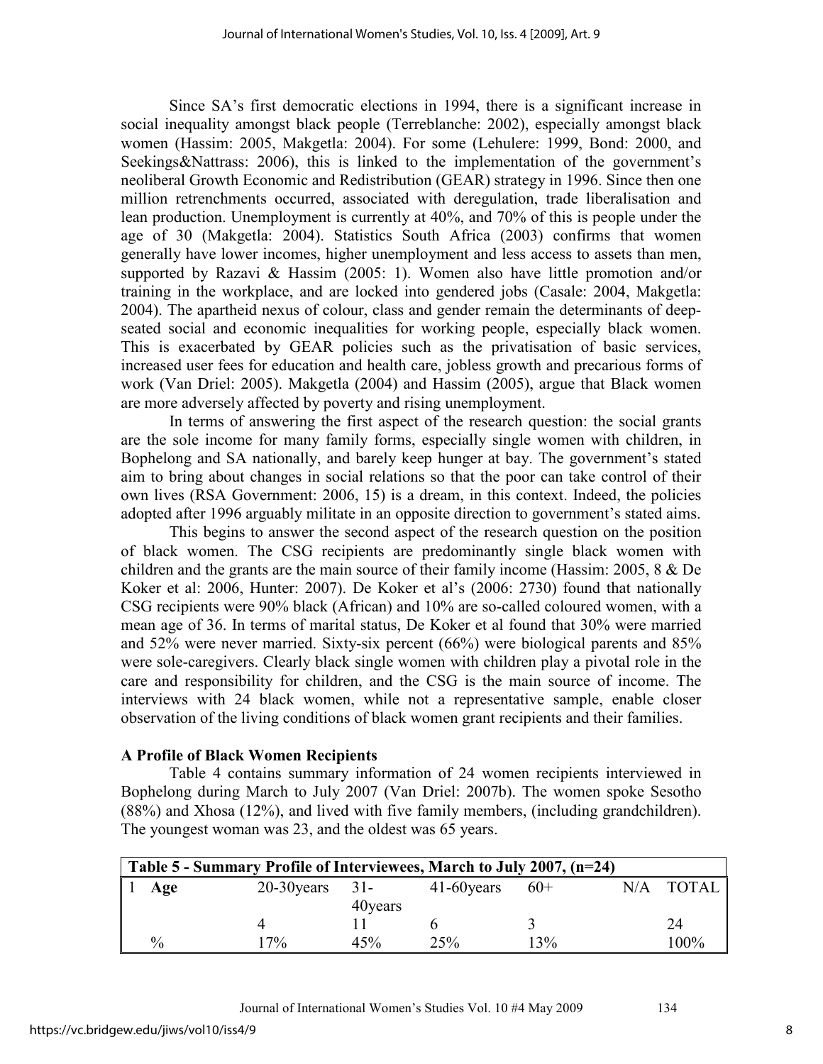Since SA's first democratic elections in 1994, there is a significant increase in social inequality amongst black people (Terreblanche: 2002), especially amongst black women (Hassim: 2005, Makgetla: 2004). For some (Lehulere: 1999, Bond: 2000, and Seekings&Nattrass: 2006), this is linked to the implementation of the government's neoliberal Growth Economic and Redistribution (GEAR) strategy in 1996. Since then one million retrenchments occurred, associated with deregulation, trade liberalisation and lean production. Unemployment is currently at 40%, and 70% of this is people under the age of 30 (Makgetla: 2004). Statistics South Africa (2003) confirms that women generally have lower incomes, higher unemployment and less access to assets than men, supported by Razavi & Hassim (2005: 1). Women also have little promotion and/or training in the workplace, and are locked into gendered jobs (Casale: 2004, Makgetla: 2004). The apartheid nexus of colour, class and gender remain the determinants of deep-seated social and economic inequalities for working people, especially black women. This is exacerbated by GEAR policies such as the privatisation of basic services, increased user fees for education and health care, jobless growth and precarious forms of work (Van Driel: 2005). Makgetla (2004) and Hassim (2005), argue that Black women are more adversely affected by poverty and rising unemployment.

In terms of answering the first aspect of the research question: the social grants are the sole income for many family forms, especially single women with children, in Bophelong and SA nationally, and barely keep hunger at bay. The government's stated aim to bring about changes in social relations so that the poor can take control of their own lives (RSA Government: 2006, 15) is a dream, in this context. Indeed, the policies adopted after 1996 arguably militate in an opposite direction to government's stated aims.

This begins to answer the second aspect of the research question on the position of black women. The CSG recipients are predominantly single black women with children and the grants are the main source of their family income (Hassim: 2005, 8 & De Koker et al: 2006, Hunter: 2007). De Koker et al's (2006: 2730) found that nationally CSG recipients were 90% black (African) and 10% are so-called coloured women, with a mean age of 36. In terms of marital status, De Koker et al found that 30% were married and 52% were never married. Sixty-six percent (66%) were biological parents and 85% were sole-caregivers. Clearly black single women with children play a pivotal role in the care and responsibility for children, and the CSG is the main source of income. The interviews with 24 black women, while not a representative sample, enable closer observation of the living conditions of black women grant recipients and their families.

**A Profile of Black Women Recipients**

Table 4 contains summary information of 24 women recipients interviewed in Bophelong during March to July 2007 (Van Driel: 2007b). The women spoke Sesotho (88%) and Xhosa (12%), and lived with five family members, (including grandchildren). The youngest woman was 23, and the oldest was 65 years.

**Table 5 - Summary Profile of Interviewees, March to July 2007, (n=24)**

| 1 | Age | 20-30years | 31-40years | 41-60years | 60+ | N/A | TOTAL |
|---|---|---|---|---|---|---|---|
| | | 4 | 11 | 6 | 3 | | 24 |
| | % | 17% | 45% | 25% | 13% | | 100% |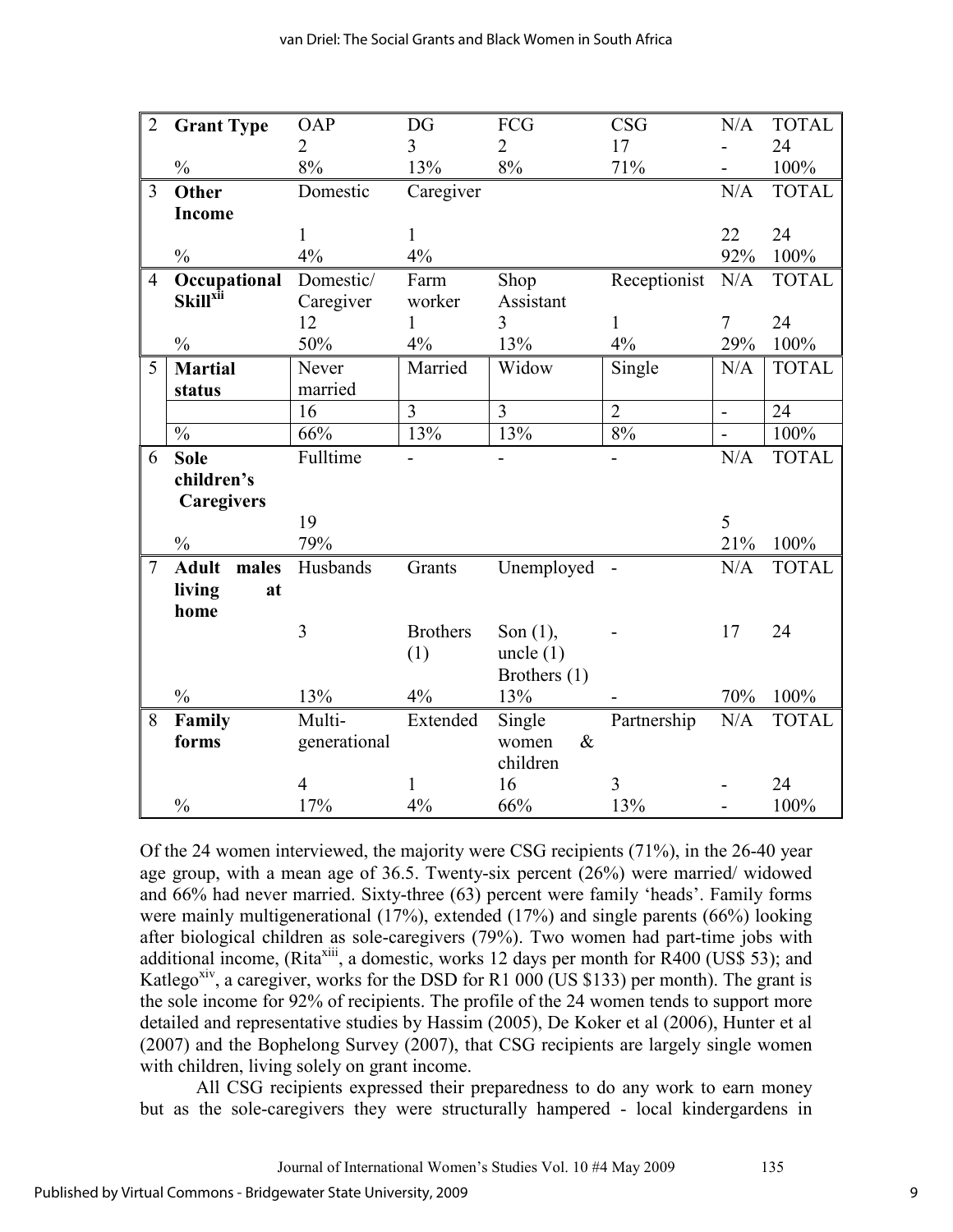| 2 | **Grant Type** | OAP | DG | FCG | CSG | N/A | TOTAL |
|---|---|---|---|---|---|---|---|
| | | 2 | 3 | 2 | 17 | - | 24 |
| | % | 8% | 13% | 8% | 71% | - | 100% |
| 3 | **Other Income** | Domestic | Caregiver | | | N/A | TOTAL |
| | | 1 | 1 | | | 22 | 24 |
| | % | 4% | 4% | | | 92% | 100% |
| 4 | **Occupational Skill**[xii] | Domestic/ Caregiver | Farm worker | Shop Assistant | Receptionist | N/A | TOTAL |
| | | 12 | 1 | 3 | 1 | 7 | 24 |
| | % | 50% | 4% | 13% | 4% | 29% | 100% |
| 5 | **Martial status** | Never married | Married | Widow | Single | N/A | TOTAL |
| | | 16 | 3 | 3 | 2 | - | 24 |
| | % | 66% | 13% | 13% | 8% | - | 100% |
| 6 | **Sole children's Caregivers** | Fulltime | - | - | - | N/A | TOTAL |
| | | 19 | | | | 5 | |
| | % | 79% | | | | 21% | 100% |
| 7 | **Adult males living at home** | Husbands | Grants | Unemployed | - | N/A | TOTAL |
| | | 3 | Brothers (1) | Son (1), uncle (1) Brothers (1) | - | 17 | 24 |
| | % | 13% | 4% | 13% | - | 70% | 100% |
| 8 | **Family forms** | Multi-generational | Extended | Single women & children | Partnership | N/A | TOTAL |
| | | 4 | 1 | 16 | 3 | - | 24 |
| | % | 17% | 4% | 66% | 13% | - | 100% |

Of the 24 women interviewed, the majority were CSG recipients (71%), in the 26-40 year age group, with a mean age of 36.5. Twenty-six percent (26%) were married/ widowed and 66% had never married. Sixty-three (63) percent were family 'heads'. Family forms were mainly multigenerational (17%), extended (17%) and single parents (66%) looking after biological children as sole-caregivers (79%). Two women had part-time jobs with additional income, (Rita[xiii], a domestic, works 12 days per month for R400 (US$ 53); and Katlego[xiv], a caregiver, works for the DSD for R1 000 (US $133) per month). The grant is the sole income for 92% of recipients. The profile of the 24 women tends to support more detailed and representative studies by Hassim (2005), De Koker et al (2006), Hunter et al (2007) and the Bophelong Survey (2007), that CSG recipients are largely single women with children, living solely on grant income.

All CSG recipients expressed their preparedness to do any work to earn money but as the sole-caregivers they were structurally hampered - local kindergardens in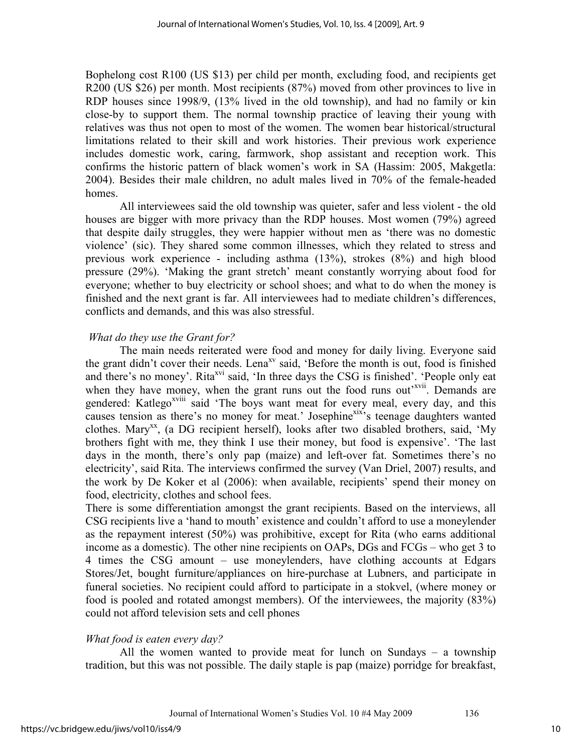Bophelong cost R100 (US $13) per child per month, excluding food, and recipients get R200 (US $26) per month. Most recipients (87%) moved from other provinces to live in RDP houses since 1998/9, (13% lived in the old township), and had no family or kin close-by to support them. The normal township practice of leaving their young with relatives was thus not open to most of the women. The women bear historical/structural limitations related to their skill and work histories. Their previous work experience includes domestic work, caring, farmwork, shop assistant and reception work. This confirms the historic pattern of black women's work in SA (Hassim: 2005, Makgetla: 2004). Besides their male children, no adult males lived in 70% of the female-headed homes.

All interviewees said the old township was quieter, safer and less violent - the old houses are bigger with more privacy than the RDP houses. Most women (79%) agreed that despite daily struggles, they were happier without men as 'there was no domestic violence' (sic). They shared some common illnesses, which they related to stress and previous work experience - including asthma (13%), strokes (8%) and high blood pressure (29%). 'Making the grant stretch' meant constantly worrying about food for everyone; whether to buy electricity or school shoes; and what to do when the money is finished and the next grant is far. All interviewees had to mediate children's differences, conflicts and demands, and this was also stressful.

*What do they use the Grant for?*

The main needs reiterated were food and money for daily living. Everyone said the grant didn't cover their needs. Lena[xv] said, 'Before the month is out, food is finished and there's no money'. Rita[xvi] said, 'In three days the CSG is finished'. 'People only eat when they have money, when the grant runs out the food runs out'[xvii]. Demands are gendered: Katlego[xviii] said 'The boys want meat for every meal, every day, and this causes tension as there's no money for meat.' Josephine[xix]'s teenage daughters wanted clothes. Mary[xx], (a DG recipient herself), looks after two disabled brothers, said, 'My brothers fight with me, they think I use their money, but food is expensive'. 'The last days in the month, there's only pap (maize) and left-over fat. Sometimes there's no electricity', said Rita. The interviews confirmed the survey (Van Driel, 2007) results, and the work by De Koker et al (2006): when available, recipients' spend their money on food, electricity, clothes and school fees.

There is some differentiation amongst the grant recipients. Based on the interviews, all CSG recipients live a 'hand to mouth' existence and couldn't afford to use a moneylender as the repayment interest (50%) was prohibitive, except for Rita (who earns additional income as a domestic). The other nine recipients on OAPs, DGs and FCGs – who get 3 to 4 times the CSG amount – use moneylenders, have clothing accounts at Edgars Stores/Jet, bought furniture/appliances on hire-purchase at Lubners, and participate in funeral societies. No recipient could afford to participate in a stokvel, (where money or food is pooled and rotated amongst members). Of the interviewees, the majority (83%) could not afford television sets and cell phones

*What food is eaten every day?*

All the women wanted to provide meat for lunch on Sundays – a township tradition, but this was not possible. The daily staple is pap (maize) porridge for breakfast,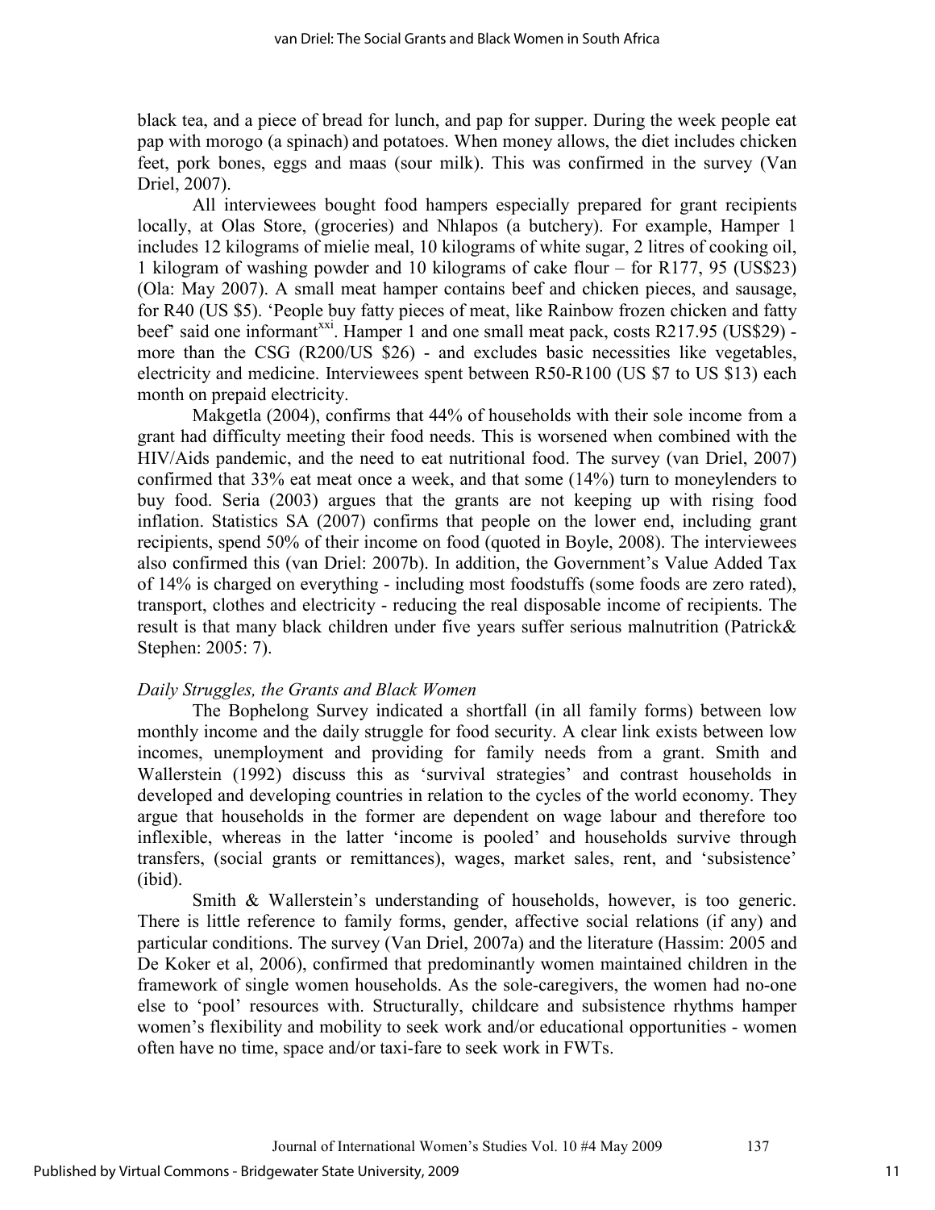black tea, and a piece of bread for lunch, and pap for supper. During the week people eat pap with morogo (a spinach) and potatoes. When money allows, the diet includes chicken feet, pork bones, eggs and maas (sour milk). This was confirmed in the survey (Van Driel, 2007).

All interviewees bought food hampers especially prepared for grant recipients locally, at Olas Store, (groceries) and Nhlapos (a butchery). For example, Hamper 1 includes 12 kilograms of mielie meal, 10 kilograms of white sugar, 2 litres of cooking oil, 1 kilogram of washing powder and 10 kilograms of cake flour – for R177, 95 (US$23) (Ola: May 2007). A small meat hamper contains beef and chicken pieces, and sausage, for R40 (US $5). 'People buy fatty pieces of meat, like Rainbow frozen chicken and fatty beef' said one informant[xxi]. Hamper 1 and one small meat pack, costs R217.95 (US$29) - more than the CSG (R200/US $26) - and excludes basic necessities like vegetables, electricity and medicine. Interviewees spent between R50-R100 (US $7 to US $13) each month on prepaid electricity.

Makgetla (2004), confirms that 44% of households with their sole income from a grant had difficulty meeting their food needs. This is worsened when combined with the HIV/Aids pandemic, and the need to eat nutritional food. The survey (van Driel, 2007) confirmed that 33% eat meat once a week, and that some (14%) turn to moneylenders to buy food. Seria (2003) argues that the grants are not keeping up with rising food inflation. Statistics SA (2007) confirms that people on the lower end, including grant recipients, spend 50% of their income on food (quoted in Boyle, 2008). The interviewees also confirmed this (van Driel: 2007b). In addition, the Government's Value Added Tax of 14% is charged on everything - including most foodstuffs (some foods are zero rated), transport, clothes and electricity - reducing the real disposable income of recipients. The result is that many black children under five years suffer serious malnutrition (Patrick& Stephen: 2005: 7).

### *Daily Struggles, the Grants and Black Women*

The Bophelong Survey indicated a shortfall (in all family forms) between low monthly income and the daily struggle for food security. A clear link exists between low incomes, unemployment and providing for family needs from a grant. Smith and Wallerstein (1992) discuss this as 'survival strategies' and contrast households in developed and developing countries in relation to the cycles of the world economy. They argue that households in the former are dependent on wage labour and therefore too inflexible, whereas in the latter 'income is pooled' and households survive through transfers, (social grants or remittances), wages, market sales, rent, and 'subsistence' (ibid).

Smith & Wallerstein's understanding of households, however, is too generic. There is little reference to family forms, gender, affective social relations (if any) and particular conditions. The survey (Van Driel, 2007a) and the literature (Hassim: 2005 and De Koker et al, 2006), confirmed that predominantly women maintained children in the framework of single women households. As the sole-caregivers, the women had no-one else to 'pool' resources with. Structurally, childcare and subsistence rhythms hamper women's flexibility and mobility to seek work and/or educational opportunities - women often have no time, space and/or taxi-fare to seek work in FWTs.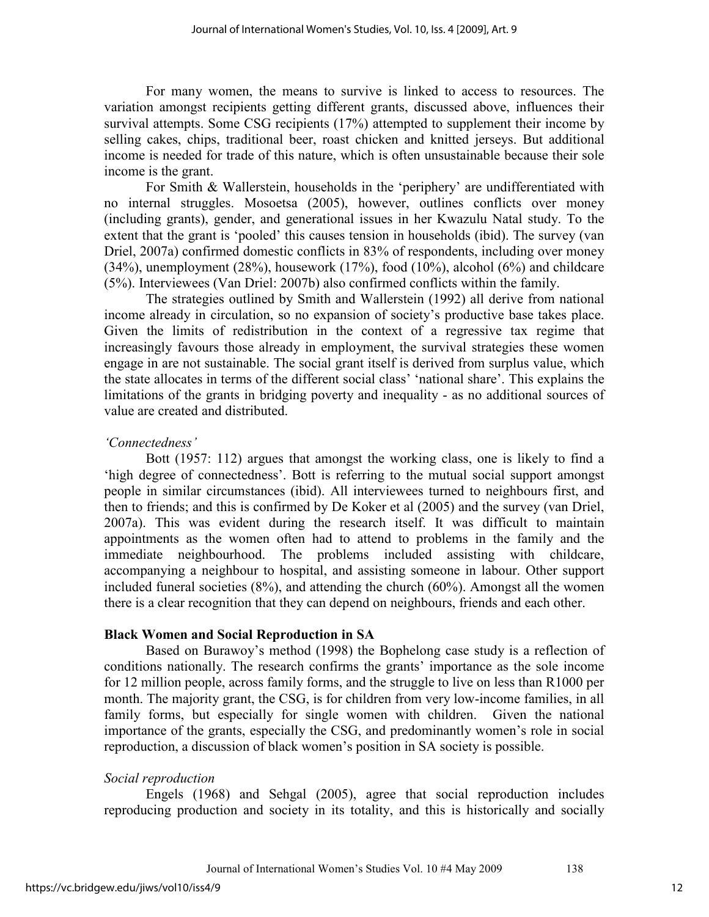For many women, the means to survive is linked to access to resources. The variation amongst recipients getting different grants, discussed above, influences their survival attempts. Some CSG recipients (17%) attempted to supplement their income by selling cakes, chips, traditional beer, roast chicken and knitted jerseys. But additional income is needed for trade of this nature, which is often unsustainable because their sole income is the grant.

For Smith & Wallerstein, households in the 'periphery' are undifferentiated with no internal struggles. Mosoetsa (2005), however, outlines conflicts over money (including grants), gender, and generational issues in her Kwazulu Natal study. To the extent that the grant is 'pooled' this causes tension in households (ibid). The survey (van Driel, 2007a) confirmed domestic conflicts in 83% of respondents, including over money (34%), unemployment (28%), housework (17%), food (10%), alcohol (6%) and childcare (5%). Interviewees (Van Driel: 2007b) also confirmed conflicts within the family.

The strategies outlined by Smith and Wallerstein (1992) all derive from national income already in circulation, so no expansion of society's productive base takes place. Given the limits of redistribution in the context of a regressive tax regime that increasingly favours those already in employment, the survival strategies these women engage in are not sustainable. The social grant itself is derived from surplus value, which the state allocates in terms of the different social class' 'national share'. This explains the limitations of the grants in bridging poverty and inequality - as no additional sources of value are created and distributed.

*'Connectedness'*

Bott (1957: 112) argues that amongst the working class, one is likely to find a 'high degree of connectedness'. Bott is referring to the mutual social support amongst people in similar circumstances (ibid). All interviewees turned to neighbours first, and then to friends; and this is confirmed by De Koker et al (2005) and the survey (van Driel, 2007a). This was evident during the research itself. It was difficult to maintain appointments as the women often had to attend to problems in the family and the immediate neighbourhood. The problems included assisting with childcare, accompanying a neighbour to hospital, and assisting someone in labour. Other support included funeral societies (8%), and attending the church (60%). Amongst all the women there is a clear recognition that they can depend on neighbours, friends and each other.

## Black Women and Social Reproduction in SA

Based on Burawoy's method (1998) the Bophelong case study is a reflection of conditions nationally. The research confirms the grants' importance as the sole income for 12 million people, across family forms, and the struggle to live on less than R1000 per month. The majority grant, the CSG, is for children from very low-income families, in all family forms, but especially for single women with children. Given the national importance of the grants, especially the CSG, and predominantly women's role in social reproduction, a discussion of black women's position in SA society is possible.

*Social reproduction*

Engels (1968) and Sehgal (2005), agree that social reproduction includes reproducing production and society in its totality, and this is historically and socially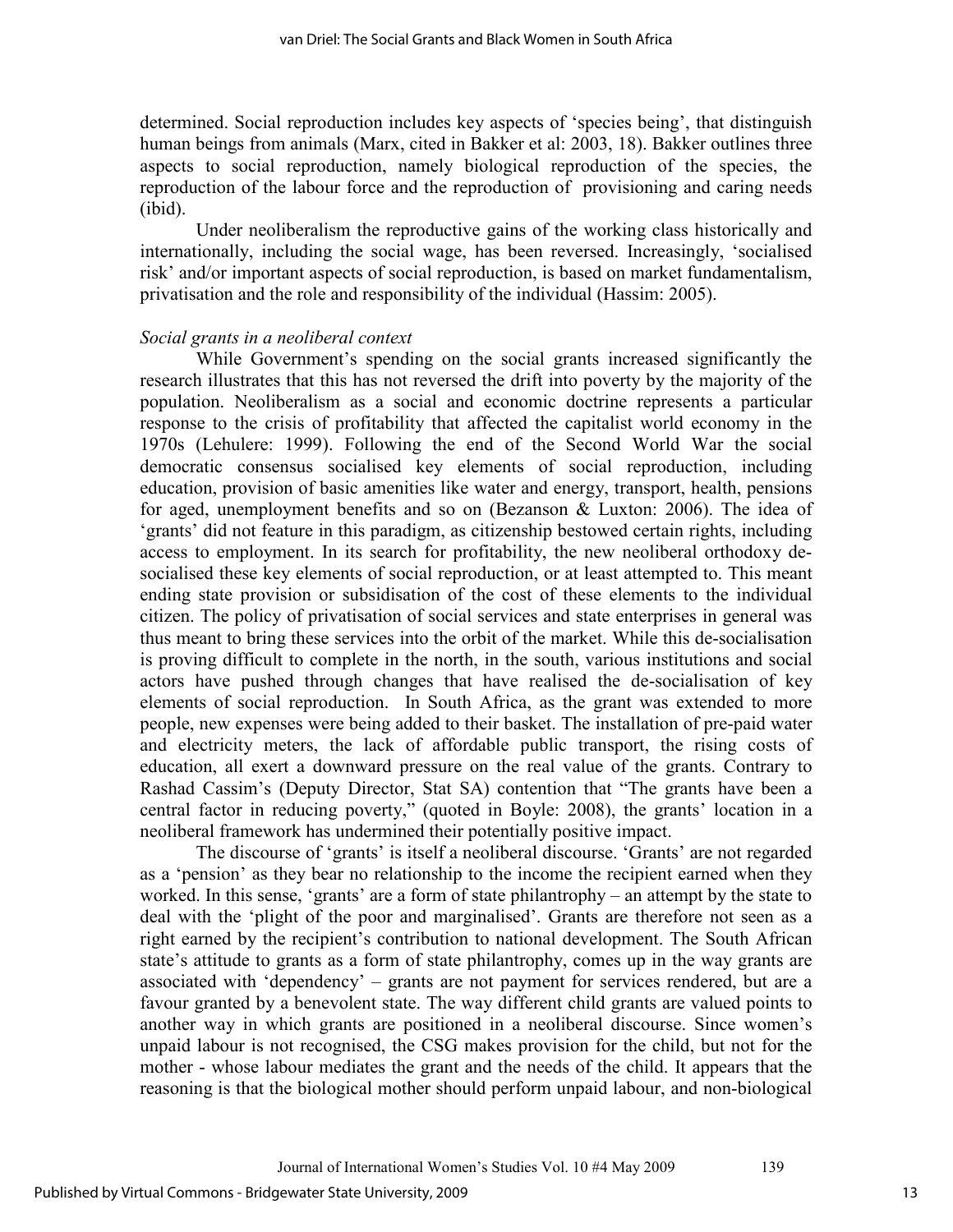determined. Social reproduction includes key aspects of 'species being', that distinguish human beings from animals (Marx, cited in Bakker et al: 2003, 18). Bakker outlines three aspects to social reproduction, namely biological reproduction of the species, the reproduction of the labour force and the reproduction of provisioning and caring needs (ibid).

Under neoliberalism the reproductive gains of the working class historically and internationally, including the social wage, has been reversed. Increasingly, 'socialised risk' and/or important aspects of social reproduction, is based on market fundamentalism, privatisation and the role and responsibility of the individual (Hassim: 2005).

*Social grants in a neoliberal context*

While Government's spending on the social grants increased significantly the research illustrates that this has not reversed the drift into poverty by the majority of the population. Neoliberalism as a social and economic doctrine represents a particular response to the crisis of profitability that affected the capitalist world economy in the 1970s (Lehulere: 1999). Following the end of the Second World War the social democratic consensus socialised key elements of social reproduction, including education, provision of basic amenities like water and energy, transport, health, pensions for aged, unemployment benefits and so on (Bezanson & Luxton: 2006). The idea of 'grants' did not feature in this paradigm, as citizenship bestowed certain rights, including access to employment. In its search for profitability, the new neoliberal orthodoxy de-socialised these key elements of social reproduction, or at least attempted to. This meant ending state provision or subsidisation of the cost of these elements to the individual citizen. The policy of privatisation of social services and state enterprises in general was thus meant to bring these services into the orbit of the market. While this de-socialisation is proving difficult to complete in the north, in the south, various institutions and social actors have pushed through changes that have realised the de-socialisation of key elements of social reproduction. In South Africa, as the grant was extended to more people, new expenses were being added to their basket. The installation of pre-paid water and electricity meters, the lack of affordable public transport, the rising costs of education, all exert a downward pressure on the real value of the grants. Contrary to Rashad Cassim's (Deputy Director, Stat SA) contention that "The grants have been a central factor in reducing poverty," (quoted in Boyle: 2008), the grants' location in a neoliberal framework has undermined their potentially positive impact.

The discourse of 'grants' is itself a neoliberal discourse. 'Grants' are not regarded as a 'pension' as they bear no relationship to the income the recipient earned when they worked. In this sense, 'grants' are a form of state philantrophy – an attempt by the state to deal with the 'plight of the poor and marginalised'. Grants are therefore not seen as a right earned by the recipient's contribution to national development. The South African state's attitude to grants as a form of state philantrophy, comes up in the way grants are associated with 'dependency' – grants are not payment for services rendered, but are a favour granted by a benevolent state. The way different child grants are valued points to another way in which grants are positioned in a neoliberal discourse. Since women's unpaid labour is not recognised, the CSG makes provision for the child, but not for the mother - whose labour mediates the grant and the needs of the child. It appears that the reasoning is that the biological mother should perform unpaid labour, and non-biological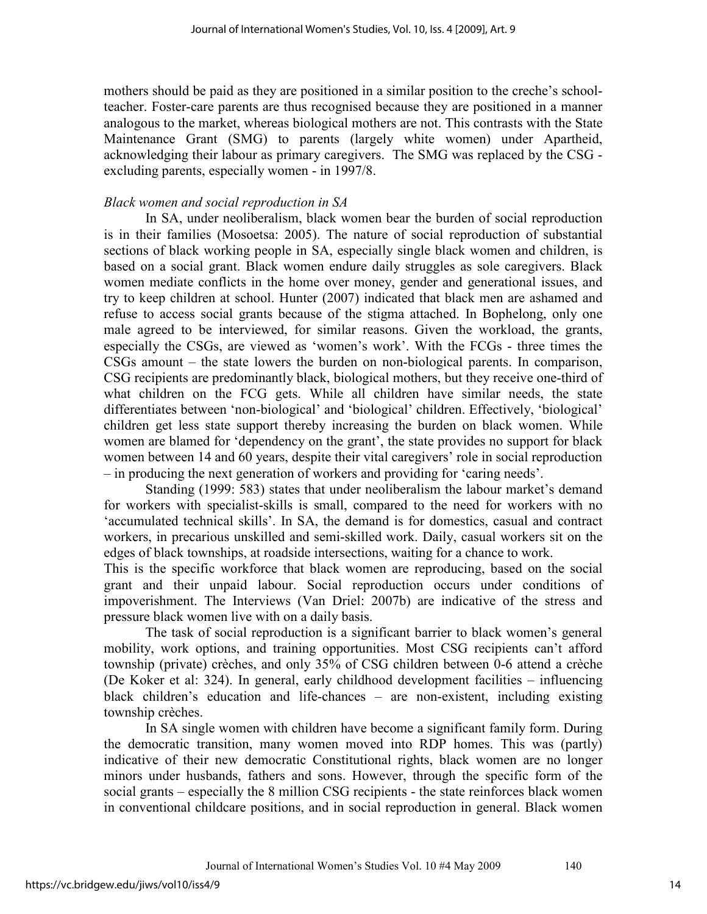mothers should be paid as they are positioned in a similar position to the creche's school-teacher. Foster-care parents are thus recognised because they are positioned in a manner analogous to the market, whereas biological mothers are not. This contrasts with the State Maintenance Grant (SMG) to parents (largely white women) under Apartheid, acknowledging their labour as primary caregivers. The SMG was replaced by the CSG - excluding parents, especially women - in 1997/8.

*Black women and social reproduction in SA*

In SA, under neoliberalism, black women bear the burden of social reproduction is in their families (Mosoetsa: 2005). The nature of social reproduction of substantial sections of black working people in SA, especially single black women and children, is based on a social grant. Black women endure daily struggles as sole caregivers. Black women mediate conflicts in the home over money, gender and generational issues, and try to keep children at school. Hunter (2007) indicated that black men are ashamed and refuse to access social grants because of the stigma attached. In Bophelong, only one male agreed to be interviewed, for similar reasons. Given the workload, the grants, especially the CSGs, are viewed as 'women's work'. With the FCGs - three times the CSGs amount – the state lowers the burden on non-biological parents. In comparison, CSG recipients are predominantly black, biological mothers, but they receive one-third of what children on the FCG gets. While all children have similar needs, the state differentiates between 'non-biological' and 'biological' children. Effectively, 'biological' children get less state support thereby increasing the burden on black women. While women are blamed for 'dependency on the grant', the state provides no support for black women between 14 and 60 years, despite their vital caregivers' role in social reproduction – in producing the next generation of workers and providing for 'caring needs'.

Standing (1999: 583) states that under neoliberalism the labour market's demand for workers with specialist-skills is small, compared to the need for workers with no 'accumulated technical skills'. In SA, the demand is for domestics, casual and contract workers, in precarious unskilled and semi-skilled work. Daily, casual workers sit on the edges of black townships, at roadside intersections, waiting for a chance to work.

This is the specific workforce that black women are reproducing, based on the social grant and their unpaid labour. Social reproduction occurs under conditions of impoverishment. The Interviews (Van Driel: 2007b) are indicative of the stress and pressure black women live with on a daily basis.

The task of social reproduction is a significant barrier to black women's general mobility, work options, and training opportunities. Most CSG recipients can't afford township (private) crèches, and only 35% of CSG children between 0-6 attend a crèche (De Koker et al: 324). In general, early childhood development facilities – influencing black children's education and life-chances – are non-existent, including existing township crèches.

In SA single women with children have become a significant family form. During the democratic transition, many women moved into RDP homes. This was (partly) indicative of their new democratic Constitutional rights, black women are no longer minors under husbands, fathers and sons. However, through the specific form of the social grants – especially the 8 million CSG recipients - the state reinforces black women in conventional childcare positions, and in social reproduction in general. Black women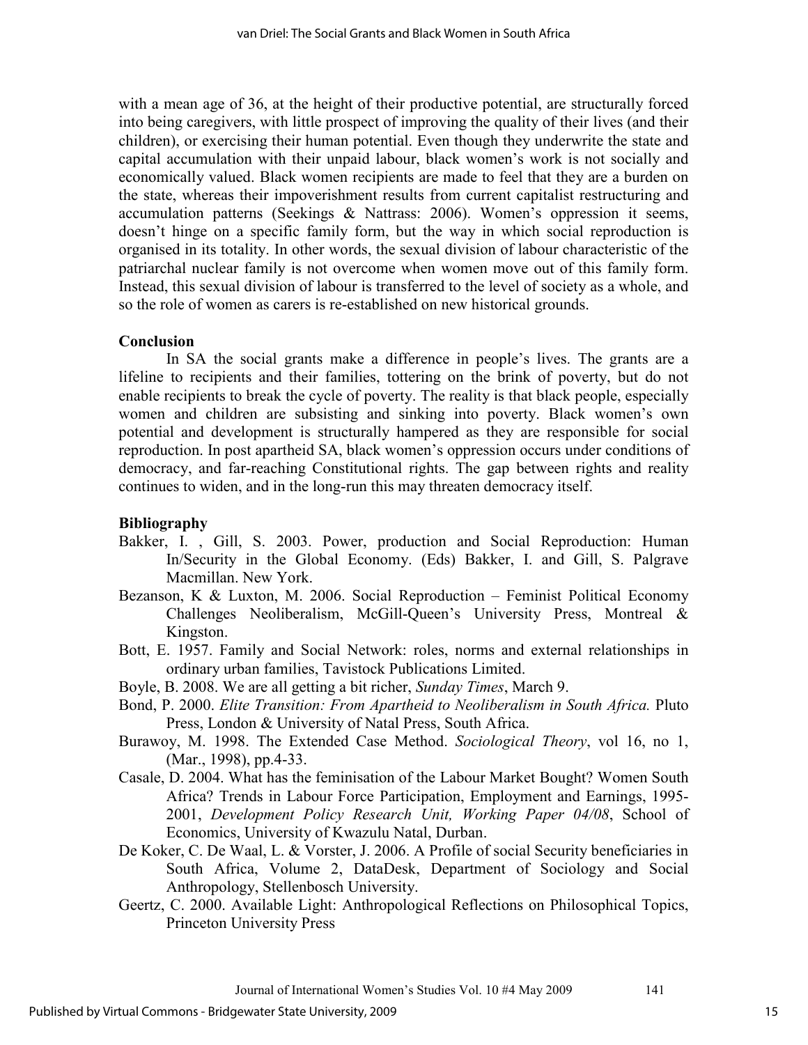with a mean age of 36, at the height of their productive potential, are structurally forced into being caregivers, with little prospect of improving the quality of their lives (and their children), or exercising their human potential. Even though they underwrite the state and capital accumulation with their unpaid labour, black women's work is not socially and economically valued. Black women recipients are made to feel that they are a burden on the state, whereas their impoverishment results from current capitalist restructuring and accumulation patterns (Seekings & Nattrass: 2006). Women's oppression it seems, doesn't hinge on a specific family form, but the way in which social reproduction is organised in its totality. In other words, the sexual division of labour characteristic of the patriarchal nuclear family is not overcome when women move out of this family form. Instead, this sexual division of labour is transferred to the level of society as a whole, and so the role of women as carers is re-established on new historical grounds.

**Conclusion**

In SA the social grants make a difference in people's lives. The grants are a lifeline to recipients and their families, tottering on the brink of poverty, but do not enable recipients to break the cycle of poverty. The reality is that black people, especially women and children are subsisting and sinking into poverty. Black women's own potential and development is structurally hampered as they are responsible for social reproduction. In post apartheid SA, black women's oppression occurs under conditions of democracy, and far-reaching Constitutional rights. The gap between rights and reality continues to widen, and in the long-run this may threaten democracy itself.

**Bibliography**

Bakker, I. , Gill, S. 2003. Power, production and Social Reproduction: Human In/Security in the Global Economy. (Eds) Bakker, I. and Gill, S. Palgrave Macmillan. New York.

Bezanson, K & Luxton, M. 2006. Social Reproduction – Feminist Political Economy Challenges Neoliberalism, McGill-Queen's University Press, Montreal & Kingston.

Bott, E. 1957. Family and Social Network: roles, norms and external relationships in ordinary urban families, Tavistock Publications Limited.

Boyle, B. 2008. We are all getting a bit richer, *Sunday Times*, March 9.

Bond, P. 2000. *Elite Transition: From Apartheid to Neoliberalism in South Africa.* Pluto Press, London & University of Natal Press, South Africa.

Burawoy, M. 1998. The Extended Case Method. *Sociological Theory*, vol 16, no 1, (Mar., 1998), pp.4-33.

Casale, D. 2004. What has the feminisation of the Labour Market Bought? Women South Africa? Trends in Labour Force Participation, Employment and Earnings, 1995-2001, *Development Policy Research Unit, Working Paper 04/08*, School of Economics, University of Kwazulu Natal, Durban.

De Koker, C. De Waal, L. & Vorster, J. 2006. A Profile of social Security beneficiaries in South Africa, Volume 2, DataDesk, Department of Sociology and Social Anthropology, Stellenbosch University.

Geertz, C. 2000. Available Light: Anthropological Reflections on Philosophical Topics, Princeton University Press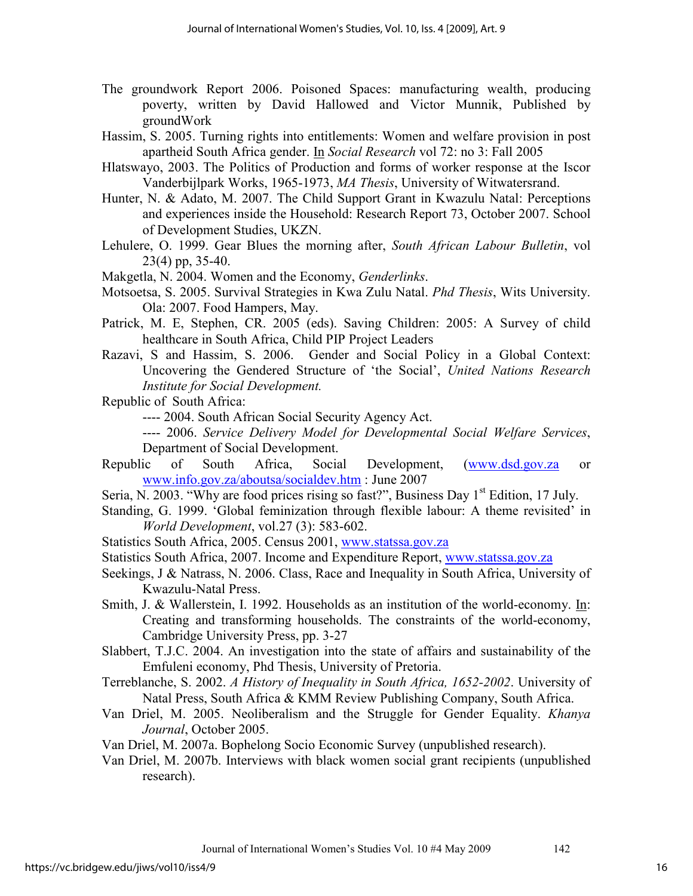The groundwork Report 2006. Poisoned Spaces: manufacturing wealth, producing poverty, written by David Hallowed and Victor Munnik, Published by groundWork

Hassim, S. 2005. Turning rights into entitlements: Women and welfare provision in post apartheid South Africa gender. In *Social Research* vol 72: no 3: Fall 2005

Hlatswayo, 2003. The Politics of Production and forms of worker response at the Iscor Vanderbijlpark Works, 1965-1973, *MA Thesis*, University of Witwatersrand.

Hunter, N. & Adato, M. 2007. The Child Support Grant in Kwazulu Natal: Perceptions and experiences inside the Household: Research Report 73, October 2007. School of Development Studies, UKZN.

Lehulere, O. 1999. Gear Blues the morning after, *South African Labour Bulletin*, vol 23(4) pp, 35-40.

Makgetla, N. 2004. Women and the Economy, *Genderlinks*.

Motsoetsa, S. 2005. Survival Strategies in Kwa Zulu Natal. *Phd Thesis*, Wits University. Ola: 2007. Food Hampers, May.

Patrick, M. E, Stephen, CR. 2005 (eds). Saving Children: 2005: A Survey of child healthcare in South Africa, Child PIP Project Leaders

Razavi, S and Hassim, S. 2006. Gender and Social Policy in a Global Context: Uncovering the Gendered Structure of 'the Social', *United Nations Research Institute for Social Development.*

Republic of South Africa:

---- 2004. South African Social Security Agency Act.

---- 2006. *Service Delivery Model for Developmental Social Welfare Services*, Department of Social Development.

Republic of South Africa, Social Development, (www.dsd.gov.za or www.info.gov.za/aboutsa/socialdev.htm : June 2007

Seria, N. 2003. "Why are food prices rising so fast?", Business Day 1st Edition, 17 July.

Standing, G. 1999. 'Global feminization through flexible labour: A theme revisited' in *World Development*, vol.27 (3): 583-602.

Statistics South Africa, 2005. Census 2001, www.statssa.gov.za

Statistics South Africa, 2007. Income and Expenditure Report, www.statssa.gov.za

Seekings, J & Natrass, N. 2006. Class, Race and Inequality in South Africa, University of Kwazulu-Natal Press.

Smith, J. & Wallerstein, I. 1992. Households as an institution of the world-economy. In: Creating and transforming households. The constraints of the world-economy, Cambridge University Press, pp. 3-27

Slabbert, T.J.C. 2004. An investigation into the state of affairs and sustainability of the Emfuleni economy, Phd Thesis, University of Pretoria.

Terreblanche, S. 2002. *A History of Inequality in South Africa, 1652-2002*. University of Natal Press, South Africa & KMM Review Publishing Company, South Africa.

Van Driel, M. 2005. Neoliberalism and the Struggle for Gender Equality. *Khanya Journal*, October 2005.

Van Driel, M. 2007a. Bophelong Socio Economic Survey (unpublished research).

Van Driel, M. 2007b. Interviews with black women social grant recipients (unpublished research).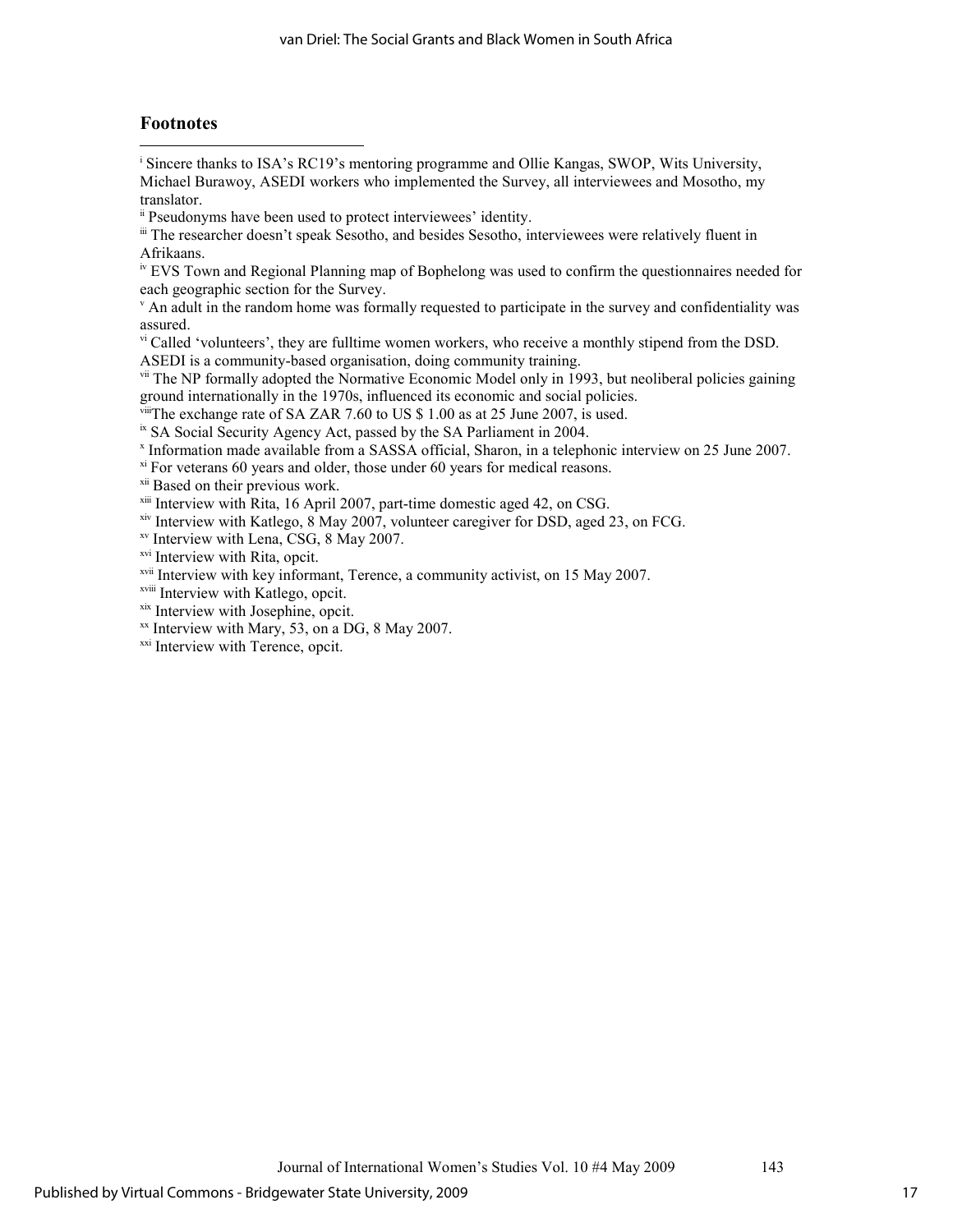## Footnotes

[i] Sincere thanks to ISA's RC19's mentoring programme and Ollie Kangas, SWOP, Wits University, Michael Burawoy, ASEDI workers who implemented the Survey, all interviewees and Mosotho, my translator.

[ii] Pseudonyms have been used to protect interviewees' identity.

[iii] The researcher doesn't speak Sesotho, and besides Sesotho, interviewees were relatively fluent in Afrikaans.

[iv] EVS Town and Regional Planning map of Bophelong was used to confirm the questionnaires needed for each geographic section for the Survey.

[v] An adult in the random home was formally requested to participate in the survey and confidentiality was assured.

[vi] Called 'volunteers', they are fulltime women workers, who receive a monthly stipend from the DSD. ASEDI is a community-based organisation, doing community training.

[vii] The NP formally adopted the Normative Economic Model only in 1993, but neoliberal policies gaining ground internationally in the 1970s, influenced its economic and social policies.

[viii] The exchange rate of SA ZAR 7.60 to US $ 1.00 as at 25 June 2007, is used.

[ix] SA Social Security Agency Act, passed by the SA Parliament in 2004.

[x] Information made available from a SASSA official, Sharon, in a telephonic interview on 25 June 2007.

[xi] For veterans 60 years and older, those under 60 years for medical reasons.

[xii] Based on their previous work.

[xiii] Interview with Rita, 16 April 2007, part-time domestic aged 42, on CSG.

[xiv] Interview with Katlego, 8 May 2007, volunteer caregiver for DSD, aged 23, on FCG.

[xv] Interview with Lena, CSG, 8 May 2007.

[xvi] Interview with Rita, opcit.

[xvii] Interview with key informant, Terence, a community activist, on 15 May 2007.

[xviii] Interview with Katlego, opcit.

[xix] Interview with Josephine, opcit.

[xx] Interview with Mary, 53, on a DG, 8 May 2007.

[xxi] Interview with Terence, opcit.